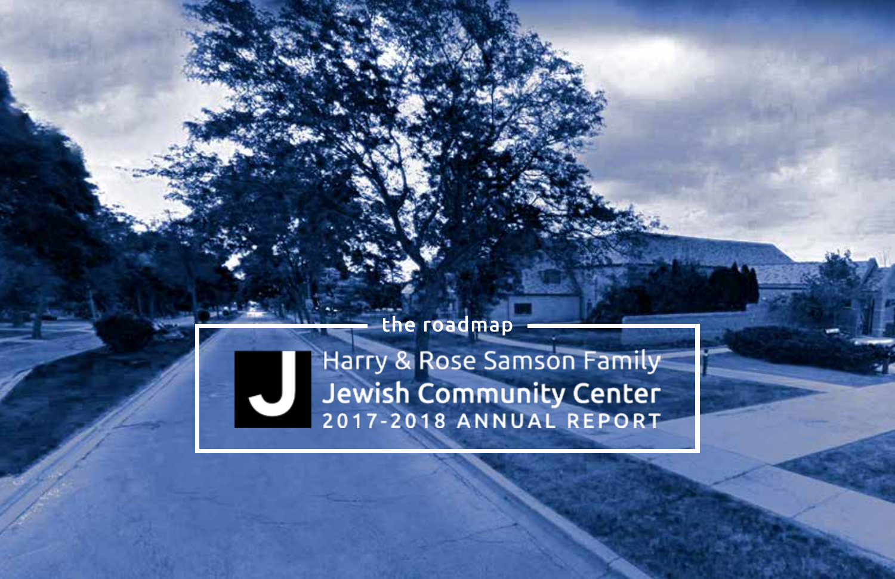the roadmap

J

# Harry & Rose Samson Family Jewish Community Center

## 2017-2018 ANNUAL REPORT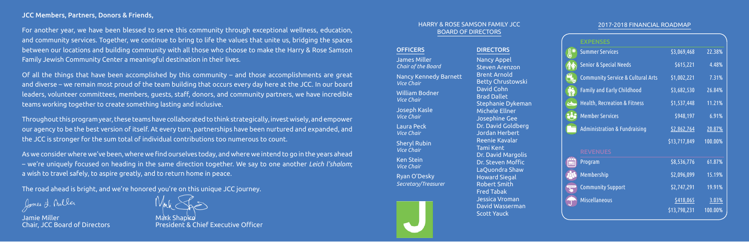**JCC Members, Partners, Donors & Friends,**

For another year, we have been blessed to serve this community through exceptional wellness, education, and community services. Together, we continue to bring to life the values that unite us, bridging the spaces between our locations and building community with all those who choose to make the Harry & Rose Samson Family Jewish Community Center a meaningful destination in their lives.

Of all the things that have been accomplished by this community – and those accomplishments are great and diverse – we remain most proud of the team building that occurs every day here at the JCC. In our board leaders, volunteer committees, members, guests, staff, donors, and community partners, we have incredible teams working together to create something lasting and inclusive.

Throughout this program year, these teams have collaborated to think strategically, invest wisely, and empower our agency to be the best version of itself. At every turn, partnerships have been nurtured and expanded, and the JCC is stronger for the sum total of individual contributions too numerous to count.

As we consider where we've been, where we find ourselves today, and where we intend to go in the years ahead – we're uniquely focused on heading in the same direction together. We say to one another *Leich l'shalom*; a wish to travel safely, to aspire greatly, and to return home in peace.

The road ahead is bright, and we're honored you're on this unique JCC journey.

Jamie Miller
Chair, JCC Board of Directors

Mark Shapiro
President & Chief Executive Officer

## HARRY & ROSE SAMSON FAMILY JCC BOARD OF DIRECTORS

### OFFICERS

James Miller
*Chair of the Board*

Nancy Kennedy Barnett
*Vice Chair*

William Bodner
*Vice Chair*

Joseph Kasle
*Vice Chair*

Laura Peck
*Vice Chair*

Sheryl Rubin
*Vice Chair*

Ken Stein
*Vice Chair*

Ryan O'Desky
*Secretary/Treasurer*

### DIRECTORS

Nancy Appel
Steven Arenzon
Brent Arnold
Betty Chrustowski
David Cohn
Brad Dallet
Stephanie Dykeman
Michele Ellner
Josephine Gee
Dr. David Goldberg
Jordan Herbert
Reenie Kavalar
Tami Kent
Dr. David Margolis
Dr. Steven Moffic
LaQuondra Shaw
Howard Siegal
Robert Smith
Fred Tabak
Jessica Vroman
David Wasserman
Scott Yauck

## 2017-2018 FINANCIAL ROADMAP

| EXPENSES | | |
|---|---|---|
| Summer Services | $3,069,468 | 22.38% |
| Senior & Special Needs | $615,221 | 4.48% |
| Community Service & Cultural Arts | $1,002,221 | 7.31% |
| Family and Early Childhood | $3,682,530 | 26.84% |
| Health, Recreation & Fitness | $1,537,448 | 11.21% |
| Member Services | $948,197 | 6.91% |
| Administration & Fundraising | $2,862,764 | 20.87% |
| | $13,717,849 | 100.00% |
| **REVENUES** | | |
| Program | $8,536,776 | 61.87% |
| Membership | $2,096,099 | 15.19% |
| Community Support | $2,747,291 | 19.91% |
| Miscellaneous | $418,065 | 3.03% |
| | $13,798,231 | 100.00% |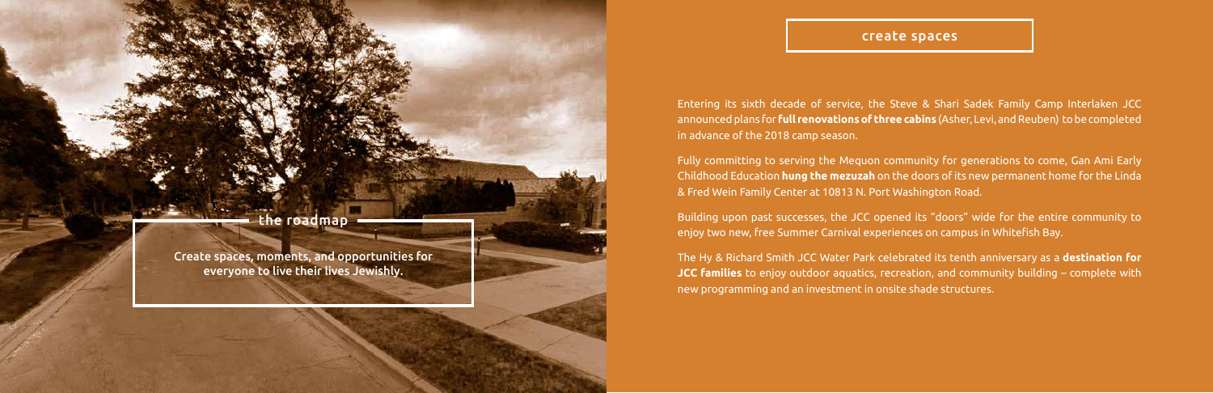## the roadmap

Create spaces, moments, and opportunities for everyone to live their lives Jewishly.

## create spaces

Entering its sixth decade of service, the Steve & Shari Sadek Family Camp Interlaken JCC announced plans for **full renovations of three cabins** (Asher, Levi, and Reuben) to be completed in advance of the 2018 camp season.

Fully committing to serving the Mequon community for generations to come, Gan Ami Early Childhood Education **hung the mezuzah** on the doors of its new permanent home for the Linda & Fred Wein Family Center at 10813 N. Port Washington Road.

Building upon past successes, the JCC opened its "doors" wide for the entire community to enjoy two new, free Summer Carnival experiences on campus in Whitefish Bay.

The Hy & Richard Smith JCC Water Park celebrated its tenth anniversary as a **destination for JCC families** to enjoy outdoor aquatics, recreation, and community building – complete with new programming and an investment in onsite shade structures.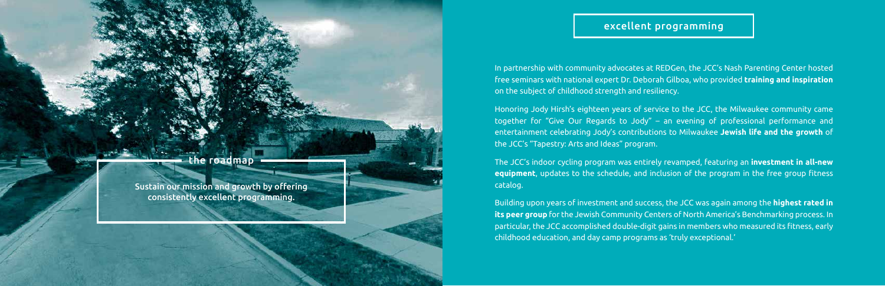## the roadmap

Sustain our mission and growth by offering consistently excellent programming.

## excellent programming

In partnership with community advocates at REDGen, the JCC's Nash Parenting Center hosted free seminars with national expert Dr. Deborah Gilboa, who provided **training and inspiration** on the subject of childhood strength and resiliency.

Honoring Jody Hirsh's eighteen years of service to the JCC, the Milwaukee community came together for "Give Our Regards to Jody" – an evening of professional performance and entertainment celebrating Jody's contributions to Milwaukee **Jewish life and the growth** of the JCC's "Tapestry: Arts and Ideas" program.

The JCC's indoor cycling program was entirely revamped, featuring an **investment in all-new equipment**, updates to the schedule, and inclusion of the program in the free group fitness catalog.

Building upon years of investment and success, the JCC was again among the **highest rated in its peer group** for the Jewish Community Centers of North America's Benchmarking process. In particular, the JCC accomplished double-digit gains in members who measured its fitness, early childhood education, and day camp programs as 'truly exceptional.'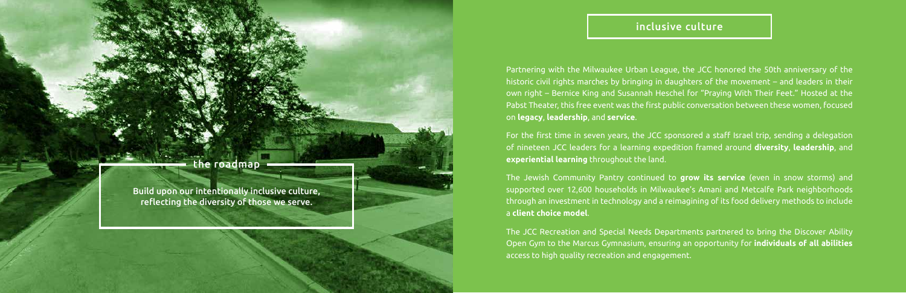## the roadmap

Build upon our intentionally inclusive culture, reflecting the diversity of those we serve.

## inclusive culture

Partnering with the Milwaukee Urban League, the JCC honored the 50th anniversary of the historic civil rights marches by bringing in daughters of the movement – and leaders in their own right – Bernice King and Susannah Heschel for "Praying With Their Feet." Hosted at the Pabst Theater, this free event was the first public conversation between these women, focused on **legacy**, **leadership**, and **service**.

For the first time in seven years, the JCC sponsored a staff Israel trip, sending a delegation of nineteen JCC leaders for a learning expedition framed around **diversity**, **leadership**, and **experiential learning** throughout the land.

The Jewish Community Pantry continued to **grow its service** (even in snow storms) and supported over 12,600 households in Milwaukee's Amani and Metcalfe Park neighborhoods through an investment in technology and a reimagining of its food delivery methods to include a **client choice model**.

The JCC Recreation and Special Needs Departments partnered to bring the Discover Ability Open Gym to the Marcus Gymnasium, ensuring an opportunity for **individuals of all abilities** access to high quality recreation and engagement.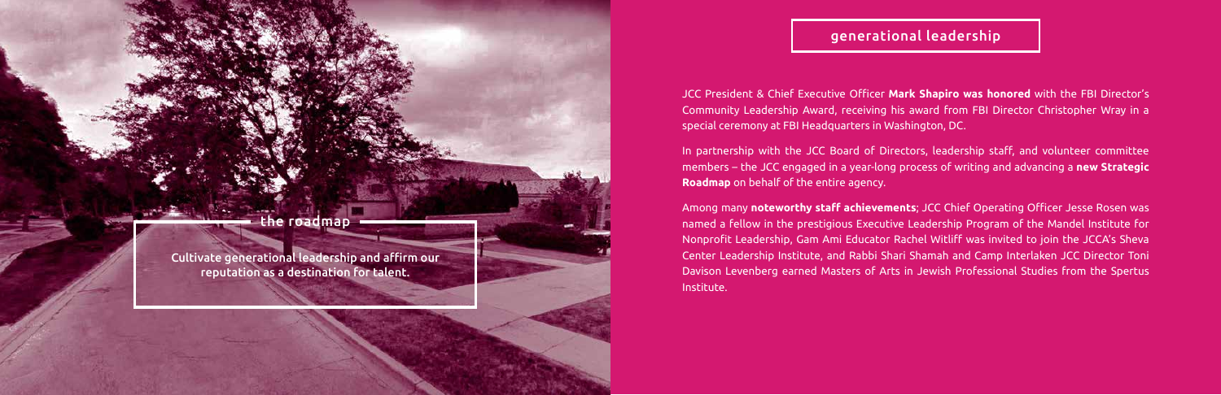## the roadmap

Cultivate generational leadership and affirm our reputation as a destination for talent.

## generational leadership

JCC President & Chief Executive Officer **Mark Shapiro was honored** with the FBI Director's Community Leadership Award, receiving his award from FBI Director Christopher Wray in a special ceremony at FBI Headquarters in Washington, DC.

In partnership with the JCC Board of Directors, leadership staff, and volunteer committee members – the JCC engaged in a year-long process of writing and advancing a **new Strategic Roadmap** on behalf of the entire agency.

Among many **noteworthy staff achievements**; JCC Chief Operating Officer Jesse Rosen was named a fellow in the prestigious Executive Leadership Program of the Mandel Institute for Nonprofit Leadership, Gam Ami Educator Rachel Witliff was invited to join the JCCA's Sheva Center Leadership Institute, and Rabbi Shari Shamah and Camp Interlaken JCC Director Toni Davison Levenberg earned Masters of Arts in Jewish Professional Studies from the Spertus Institute.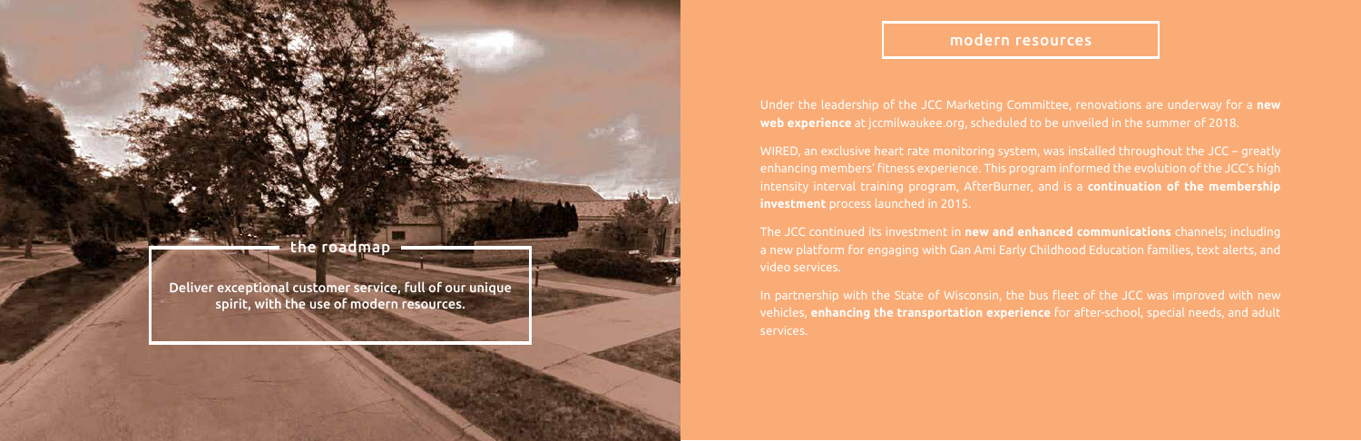## the roadmap

Deliver exceptional customer service, full of our unique spirit, with the use of modern resources.

## modern resources

Under the leadership of the JCC Marketing Committee, renovations are underway for a **new web experience** at jccmilwaukee.org, scheduled to be unveiled in the summer of 2018.

WIRED, an exclusive heart rate monitoring system, was installed throughout the JCC – greatly enhancing members' fitness experience. This program informed the evolution of the JCC's high intensity interval training program, AfterBurner, and is a **continuation of the membership investment** process launched in 2015.

The JCC continued its investment in **new and enhanced communications** channels; including a new platform for engaging with Gan Ami Early Childhood Education families, text alerts, and video services.

In partnership with the State of Wisconsin, the bus fleet of the JCC was improved with new vehicles, **enhancing the transportation experience** for after-school, special needs, and adult services.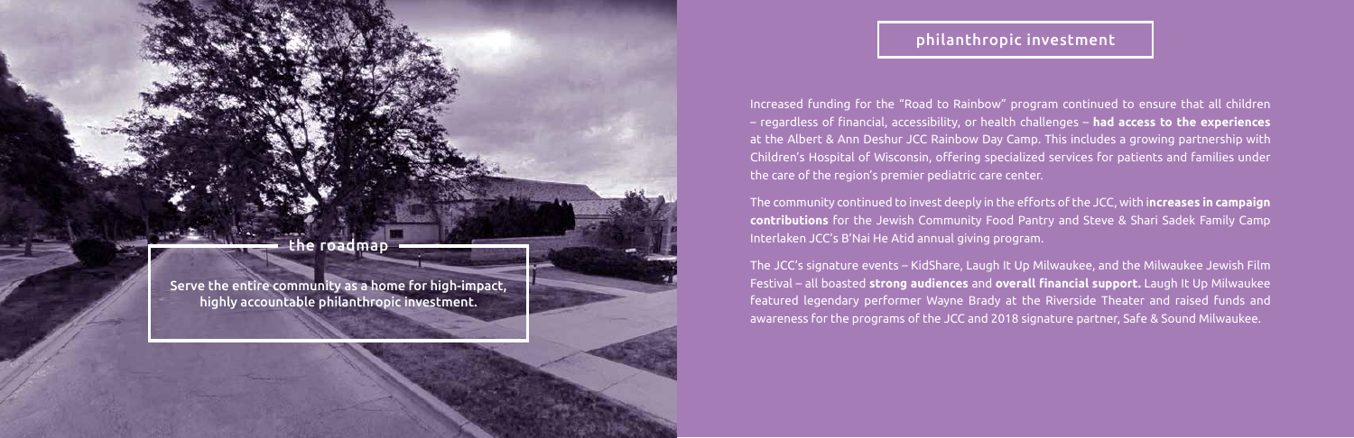## the roadmap

Serve the entire community as a home for high-impact, highly accountable philanthropic investment.

## philanthropic investment

Increased funding for the "Road to Rainbow" program continued to ensure that all children – regardless of financial, accessibility, or health challenges – **had access to the experiences** at the Albert & Ann Deshur JCC Rainbow Day Camp. This includes a growing partnership with Children's Hospital of Wisconsin, offering specialized services for patients and families under the care of the region's premier pediatric care center.

The community continued to invest deeply in the efforts of the JCC, with **increases in campaign contributions** for the Jewish Community Food Pantry and Steve & Shari Sadek Family Camp Interlaken JCC's B'Nai He Atid annual giving program.

The JCC's signature events – KidShare, Laugh It Up Milwaukee, and the Milwaukee Jewish Film Festival – all boasted **strong audiences** and **overall financial support.** Laugh It Up Milwaukee featured legendary performer Wayne Brady at the Riverside Theater and raised funds and awareness for the programs of the JCC and 2018 signature partner, Safe & Sound Milwaukee.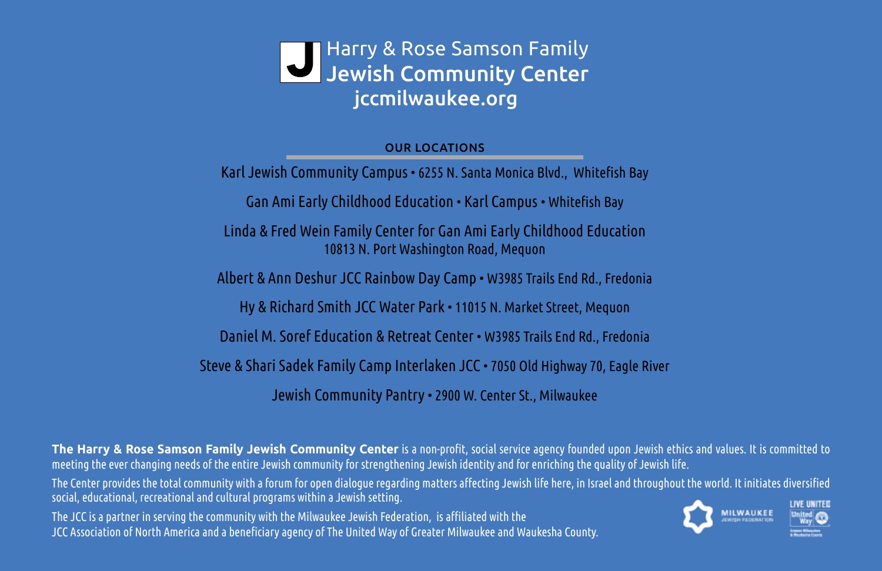# Harry & Rose Samson Family Jewish Community Center

**jccmilwaukee.org**

## OUR LOCATIONS

Karl Jewish Community Campus • 6255 N. Santa Monica Blvd., Whitefish Bay

Gan Ami Early Childhood Education • Karl Campus • Whitefish Bay

Linda & Fred Wein Family Center for Gan Ami Early Childhood Education
10813 N. Port Washington Road, Mequon

Albert & Ann Deshur JCC Rainbow Day Camp • W3985 Trails End Rd., Fredonia

Hy & Richard Smith JCC Water Park • 11015 N. Market Street, Mequon

Daniel M. Soref Education & Retreat Center • W3985 Trails End Rd., Fredonia

Steve & Shari Sadek Family Camp Interlaken JCC • 7050 Old Highway 70, Eagle River

Jewish Community Pantry • 2900 W. Center St., Milwaukee

**The Harry & Rose Samson Family Jewish Community Center** is a non-profit, social service agency founded upon Jewish ethics and values. It is committed to meeting the ever changing needs of the entire Jewish community for strengthening Jewish identity and for enriching the quality of Jewish life.

The Center provides the total community with a forum for open dialogue regarding matters affecting Jewish life here, in Israel and throughout the world. It initiates diversified social, educational, recreational and cultural programs within a Jewish setting.

The JCC is a partner in serving the community with the Milwaukee Jewish Federation, is affiliated with the JCC Association of North America and a beneficiary agency of The United Way of Greater Milwaukee and Waukesha County.